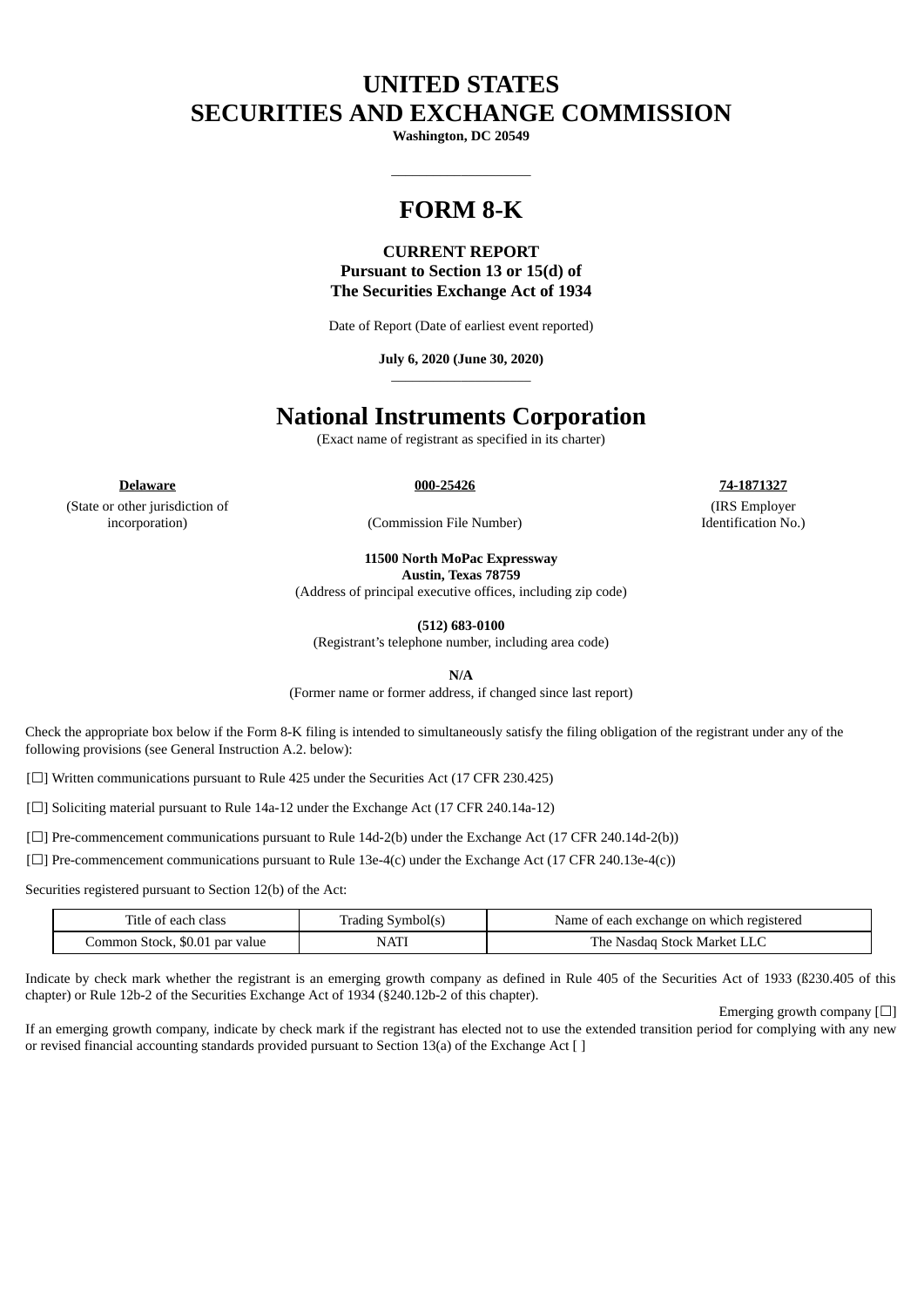# UNITED STATES
# SECURITIES AND EXCHANGE COMMISSION

**Washington, DC 20549**

---

# FORM 8-K

**CURRENT REPORT**
**Pursuant to Section 13 or 15(d) of**
**The Securities Exchange Act of 1934**

Date of Report (Date of earliest event reported)

**July 6, 2020 (June 30, 2020)**

---

# National Instruments Corporation

(Exact name of registrant as specified in its charter)

| **Delaware** | **000-25426** | **74-1871327** |
|---|---|---|
| (State or other jurisdiction of incorporation) | (Commission File Number) | (IRS Employer Identification No.) |

**11500 North MoPac Expressway**
**Austin, Texas 78759**
(Address of principal executive offices, including zip code)

**(512) 683-0100**
(Registrant's telephone number, including area code)

**N/A**
(Former name or former address, if changed since last report)

Check the appropriate box below if the Form 8-K filing is intended to simultaneously satisfy the filing obligation of the registrant under any of the following provisions (see General Instruction A.2. below):

[☐] Written communications pursuant to Rule 425 under the Securities Act (17 CFR 230.425)

[☐] Soliciting material pursuant to Rule 14a-12 under the Exchange Act (17 CFR 240.14a-12)

[☐] Pre-commencement communications pursuant to Rule 14d-2(b) under the Exchange Act (17 CFR 240.14d-2(b))

[☐] Pre-commencement communications pursuant to Rule 13e-4(c) under the Exchange Act (17 CFR 240.13e-4(c))

Securities registered pursuant to Section 12(b) of the Act:

| Title of each class | Trading Symbol(s) | Name of each exchange on which registered |
|---|---|---|
| Common Stock, $0.01 par value | NATI | The Nasdaq Stock Market LLC |

Indicate by check mark whether the registrant is an emerging growth company as defined in Rule 405 of the Securities Act of 1933 (ß230.405 of this chapter) or Rule 12b-2 of the Securities Exchange Act of 1934 (§240.12b-2 of this chapter).

Emerging growth company [☐]

If an emerging growth company, indicate by check mark if the registrant has elected not to use the extended transition period for complying with any new or revised financial accounting standards provided pursuant to Section 13(a) of the Exchange Act [ ]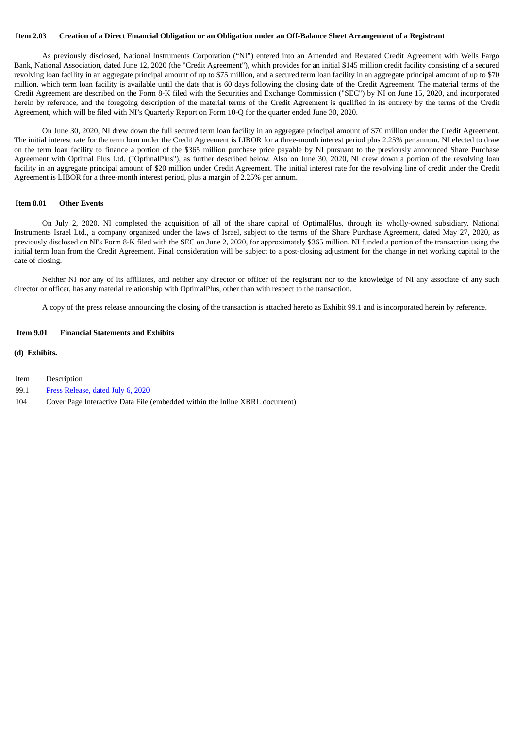**Item 2.03 Creation of a Direct Financial Obligation or an Obligation under an Off-Balance Sheet Arrangement of a Registrant**

As previously disclosed, National Instruments Corporation (“NI”) entered into an Amended and Restated Credit Agreement with Wells Fargo Bank, National Association, dated June 12, 2020 (the "Credit Agreement"), which provides for an initial $145 million credit facility consisting of a secured revolving loan facility in an aggregate principal amount of up to $75 million, and a secured term loan facility in an aggregate principal amount of up to $70 million, which term loan facility is available until the date that is 60 days following the closing date of the Credit Agreement. The material terms of the Credit Agreement are described on the Form 8-K filed with the Securities and Exchange Commission ("SEC") by NI on June 15, 2020, and incorporated herein by reference, and the foregoing description of the material terms of the Credit Agreement is qualified in its entirety by the terms of the Credit Agreement, which will be filed with NI’s Quarterly Report on Form 10-Q for the quarter ended June 30, 2020.

On June 30, 2020, NI drew down the full secured term loan facility in an aggregate principal amount of $70 million under the Credit Agreement. The initial interest rate for the term loan under the Credit Agreement is LIBOR for a three-month interest period plus 2.25% per annum. NI elected to draw on the term loan facility to finance a portion of the $365 million purchase price payable by NI pursuant to the previously announced Share Purchase Agreement with Optimal Plus Ltd. ("OptimalPlus"), as further described below. Also on June 30, 2020, NI drew down a portion of the revolving loan facility in an aggregate principal amount of $20 million under Credit Agreement. The initial interest rate for the revolving line of credit under the Credit Agreement is LIBOR for a three-month interest period, plus a margin of 2.25% per annum.

**Item 8.01 Other Events**

On July 2, 2020, NI completed the acquisition of all of the share capital of OptimalPlus, through its wholly-owned subsidiary, National Instruments Israel Ltd., a company organized under the laws of Israel, subject to the terms of the Share Purchase Agreement, dated May 27, 2020, as previously disclosed on NI's Form 8-K filed with the SEC on June 2, 2020, for approximately $365 million. NI funded a portion of the transaction using the initial term loan from the Credit Agreement. Final consideration will be subject to a post-closing adjustment for the change in net working capital to the date of closing.

Neither NI nor any of its affiliates, and neither any director or officer of the registrant nor to the knowledge of NI any associate of any such director or officer, has any material relationship with OptimalPlus, other than with respect to the transaction.

A copy of the press release announcing the closing of the transaction is attached hereto as Exhibit 99.1 and is incorporated herein by reference.

**Item 9.01 Financial Statements and Exhibits**

**(d) Exhibits.**

| Item | Description |
|---|---|
| 99.1 | Press Release, dated July 6, 2020 |
| 104 | Cover Page Interactive Data File (embedded within the Inline XBRL document) |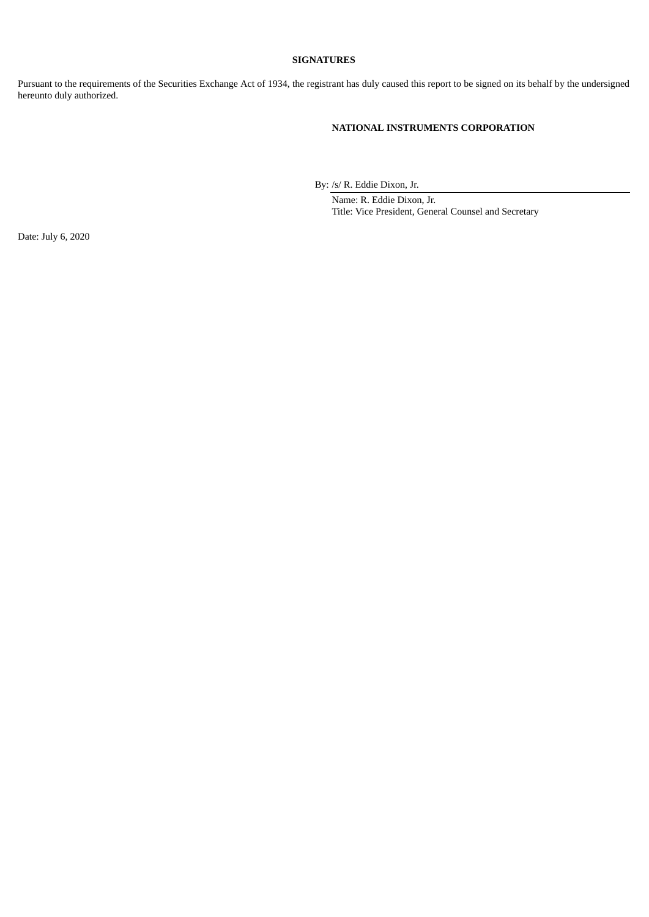**SIGNATURES**

Pursuant to the requirements of the Securities Exchange Act of 1934, the registrant has duly caused this report to be signed on its behalf by the undersigned hereunto duly authorized.

**NATIONAL INSTRUMENTS CORPORATION**

By: /s/ R. Eddie Dixon, Jr.

Name: R. Eddie Dixon, Jr.
Title: Vice President, General Counsel and Secretary

Date: July 6, 2020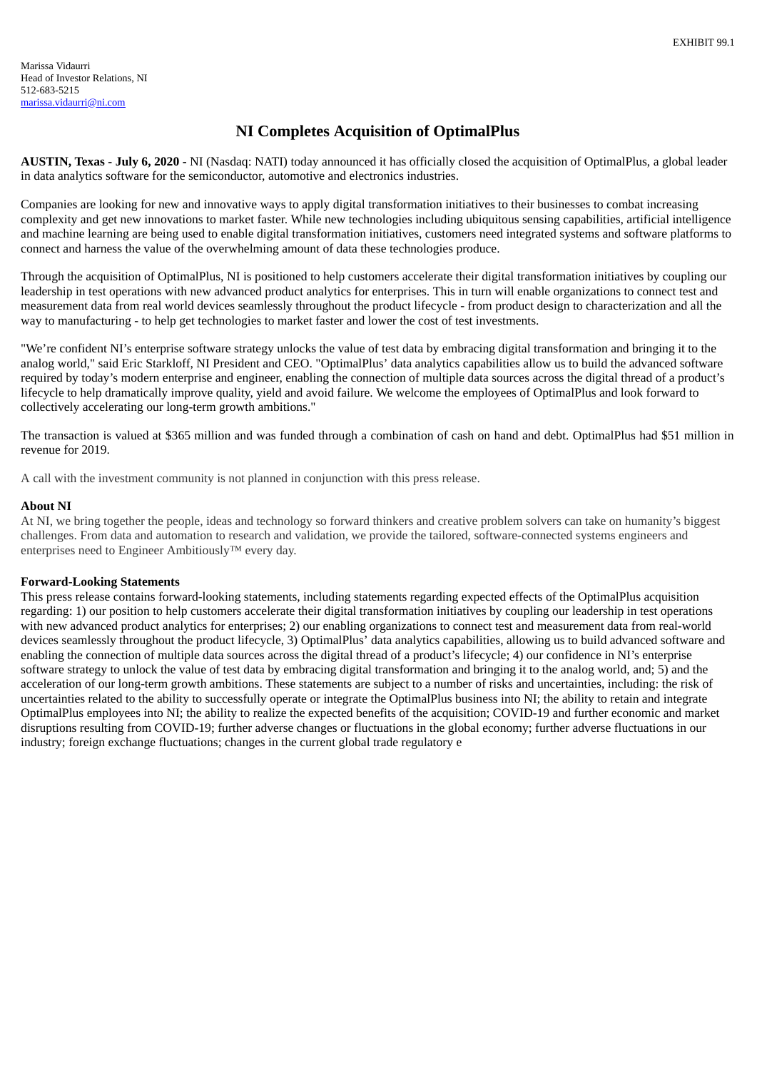EXHIBIT 99.1

Marissa Vidaurri
Head of Investor Relations, NI
512-683-5215
marissa.vidaurri@ni.com

# NI Completes Acquisition of OptimalPlus

**AUSTIN, Texas - July 6, 2020 -** NI (Nasdaq: NATI) today announced it has officially closed the acquisition of OptimalPlus, a global leader in data analytics software for the semiconductor, automotive and electronics industries.

Companies are looking for new and innovative ways to apply digital transformation initiatives to their businesses to combat increasing complexity and get new innovations to market faster. While new technologies including ubiquitous sensing capabilities, artificial intelligence and machine learning are being used to enable digital transformation initiatives, customers need integrated systems and software platforms to connect and harness the value of the overwhelming amount of data these technologies produce.

Through the acquisition of OptimalPlus, NI is positioned to help customers accelerate their digital transformation initiatives by coupling our leadership in test operations with new advanced product analytics for enterprises. This in turn will enable organizations to connect test and measurement data from real world devices seamlessly throughout the product lifecycle - from product design to characterization and all the way to manufacturing - to help get technologies to market faster and lower the cost of test investments.

"We're confident NI's enterprise software strategy unlocks the value of test data by embracing digital transformation and bringing it to the analog world," said Eric Starkloff, NI President and CEO. "OptimalPlus' data analytics capabilities allow us to build the advanced software required by today's modern enterprise and engineer, enabling the connection of multiple data sources across the digital thread of a product's lifecycle to help dramatically improve quality, yield and avoid failure. We welcome the employees of OptimalPlus and look forward to collectively accelerating our long-term growth ambitions."

The transaction is valued at $365 million and was funded through a combination of cash on hand and debt. OptimalPlus had $51 million in revenue for 2019.

A call with the investment community is not planned in conjunction with this press release.

**About NI**

At NI, we bring together the people, ideas and technology so forward thinkers and creative problem solvers can take on humanity's biggest challenges. From data and automation to research and validation, we provide the tailored, software-connected systems engineers and enterprises need to Engineer Ambitiously™ every day.

**Forward-Looking Statements**

This press release contains forward-looking statements, including statements regarding expected effects of the OptimalPlus acquisition regarding: 1) our position to help customers accelerate their digital transformation initiatives by coupling our leadership in test operations with new advanced product analytics for enterprises; 2) our enabling organizations to connect test and measurement data from real-world devices seamlessly throughout the product lifecycle, 3) OptimalPlus' data analytics capabilities, allowing us to build advanced software and enabling the connection of multiple data sources across the digital thread of a product's lifecycle; 4) our confidence in NI's enterprise software strategy to unlock the value of test data by embracing digital transformation and bringing it to the analog world, and; 5) and the acceleration of our long-term growth ambitions. These statements are subject to a number of risks and uncertainties, including: the risk of uncertainties related to the ability to successfully operate or integrate the OptimalPlus business into NI; the ability to retain and integrate OptimalPlus employees into NI; the ability to realize the expected benefits of the acquisition; COVID-19 and further economic and market disruptions resulting from COVID-19; further adverse changes or fluctuations in the global economy; further adverse fluctuations in our industry; foreign exchange fluctuations; changes in the current global trade regulatory e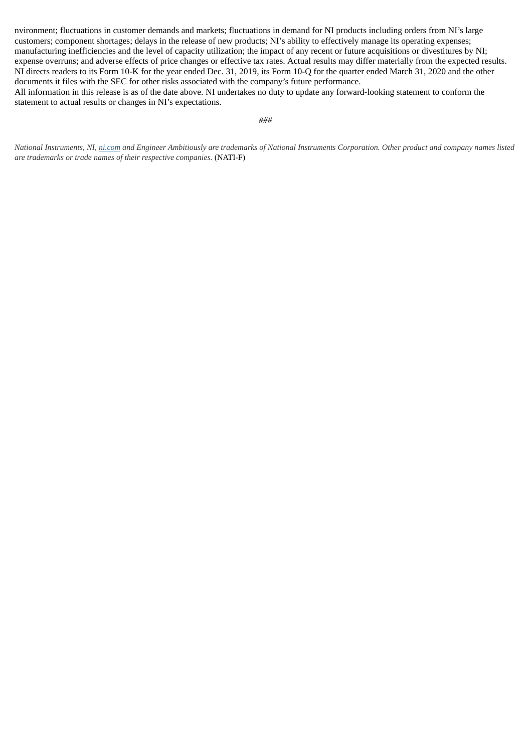nvironment; fluctuations in customer demands and markets; fluctuations in demand for NI products including orders from NI's large customers; component shortages; delays in the release of new products; NI's ability to effectively manage its operating expenses; manufacturing inefficiencies and the level of capacity utilization; the impact of any recent or future acquisitions or divestitures by NI; expense overruns; and adverse effects of price changes or effective tax rates. Actual results may differ materially from the expected results. NI directs readers to its Form 10-K for the year ended Dec. 31, 2019, its Form 10-Q for the quarter ended March 31, 2020 and the other documents it files with the SEC for other risks associated with the company's future performance.

All information in this release is as of the date above. NI undertakes no duty to update any forward-looking statement to conform the statement to actual results or changes in NI's expectations.

###

*National Instruments, NI, ni.com and Engineer Ambitiously are trademarks of National Instruments Corporation. Other product and company names listed are trademarks or trade names of their respective companies.* (NATI-F)